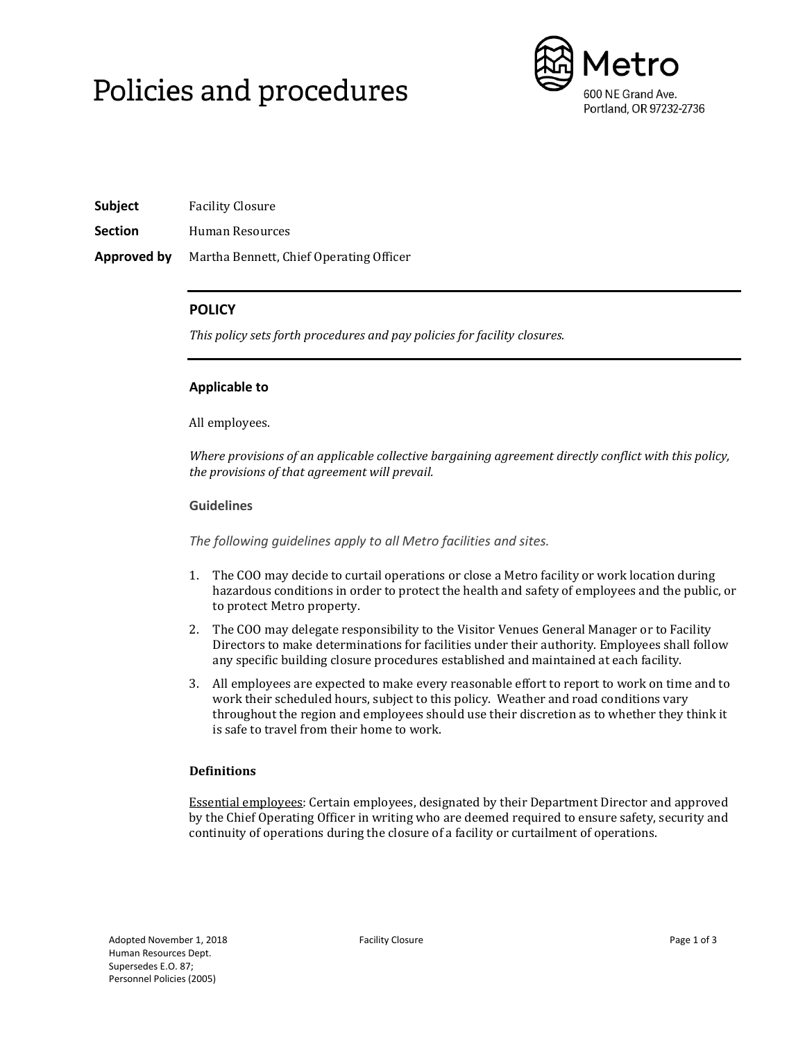# Policies and procedures

Metro
600 NE Grand Ave.
Portland, OR 97232-2736

**Subject** Facility Closure

**Section** Human Resources

**Approved by** Martha Bennett, Chief Operating Officer

## POLICY

*This policy sets forth procedures and pay policies for facility closures.*

### Applicable to

All employees.

*Where provisions of an applicable collective bargaining agreement directly conflict with this policy, the provisions of that agreement will prevail.*

#### Guidelines

*The following guidelines apply to all Metro facilities and sites.*

1. The COO may decide to curtail operations or close a Metro facility or work location during hazardous conditions in order to protect the health and safety of employees and the public, or to protect Metro property.
2. The COO may delegate responsibility to the Visitor Venues General Manager or to Facility Directors to make determinations for facilities under their authority. Employees shall follow any specific building closure procedures established and maintained at each facility.
3. All employees are expected to make every reasonable effort to report to work on time and to work their scheduled hours, subject to this policy. Weather and road conditions vary throughout the region and employees should use their discretion as to whether they think it is safe to travel from their home to work.

### Definitions

Essential employees: Certain employees, designated by their Department Director and approved by the Chief Operating Officer in writing who are deemed required to ensure safety, security and continuity of operations during the closure of a facility or curtailment of operations.

Adopted November 1, 2018
Human Resources Dept.
Supersedes E.O. 87;
Personnel Policies (2005)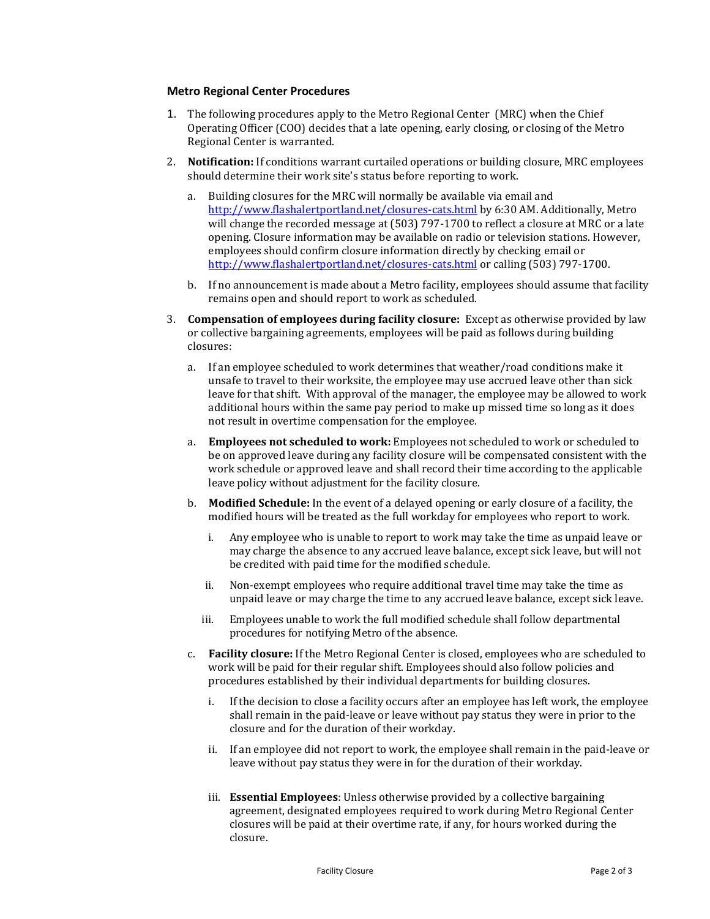### Metro Regional Center Procedures

1. The following procedures apply to the Metro Regional Center (MRC) when the Chief Operating Officer (COO) decides that a late opening, early closing, or closing of the Metro Regional Center is warranted.

2. **Notification:** If conditions warrant curtailed operations or building closure, MRC employees should determine their work site's status before reporting to work.

   a. Building closures for the MRC will normally be available via email and http://www.flashalertportland.net/closures-cats.html by 6:30 AM. Additionally, Metro will change the recorded message at (503) 797-1700 to reflect a closure at MRC or a late opening. Closure information may be available on radio or television stations. However, employees should confirm closure information directly by checking email or http://www.flashalertportland.net/closures-cats.html or calling (503) 797-1700.

   b. If no announcement is made about a Metro facility, employees should assume that facility remains open and should report to work as scheduled.

3. **Compensation of employees during facility closure:** Except as otherwise provided by law or collective bargaining agreements, employees will be paid as follows during building closures:

   a. If an employee scheduled to work determines that weather/road conditions make it unsafe to travel to their worksite, the employee may use accrued leave other than sick leave for that shift. With approval of the manager, the employee may be allowed to work additional hours within the same pay period to make up missed time so long as it does not result in overtime compensation for the employee.

   a. **Employees not scheduled to work:** Employees not scheduled to work or scheduled to be on approved leave during any facility closure will be compensated consistent with the work schedule or approved leave and shall record their time according to the applicable leave policy without adjustment for the facility closure.

   b. **Modified Schedule:** In the event of a delayed opening or early closure of a facility, the modified hours will be treated as the full workday for employees who report to work.

      i. Any employee who is unable to report to work may take the time as unpaid leave or may charge the absence to any accrued leave balance, except sick leave, but will not be credited with paid time for the modified schedule.

      ii. Non-exempt employees who require additional travel time may take the time as unpaid leave or may charge the time to any accrued leave balance, except sick leave.

      iii. Employees unable to work the full modified schedule shall follow departmental procedures for notifying Metro of the absence.

   c. **Facility closure:** If the Metro Regional Center is closed, employees who are scheduled to work will be paid for their regular shift. Employees should also follow policies and procedures established by their individual departments for building closures.

      i. If the decision to close a facility occurs after an employee has left work, the employee shall remain in the paid-leave or leave without pay status they were in prior to the closure and for the duration of their workday.

      ii. If an employee did not report to work, the employee shall remain in the paid-leave or leave without pay status they were in for the duration of their workday.

      iii. **Essential Employees**: Unless otherwise provided by a collective bargaining agreement, designated employees required to work during Metro Regional Center closures will be paid at their overtime rate, if any, for hours worked during the closure.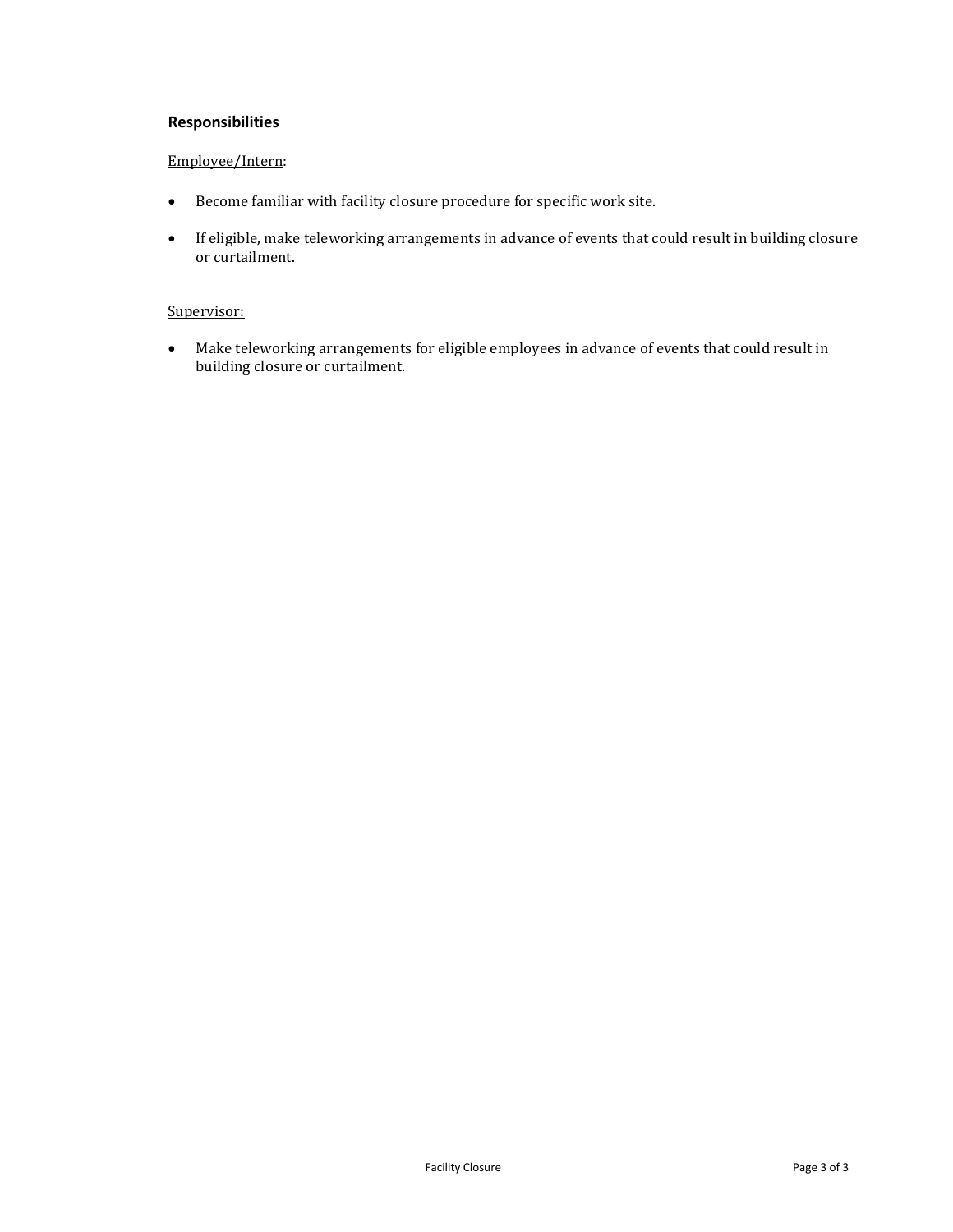### Responsibilities

Employee/Intern:

- Become familiar with facility closure procedure for specific work site.
- If eligible, make teleworking arrangements in advance of events that could result in building closure or curtailment.

Supervisor:

- Make teleworking arrangements for eligible employees in advance of events that could result in building closure or curtailment.